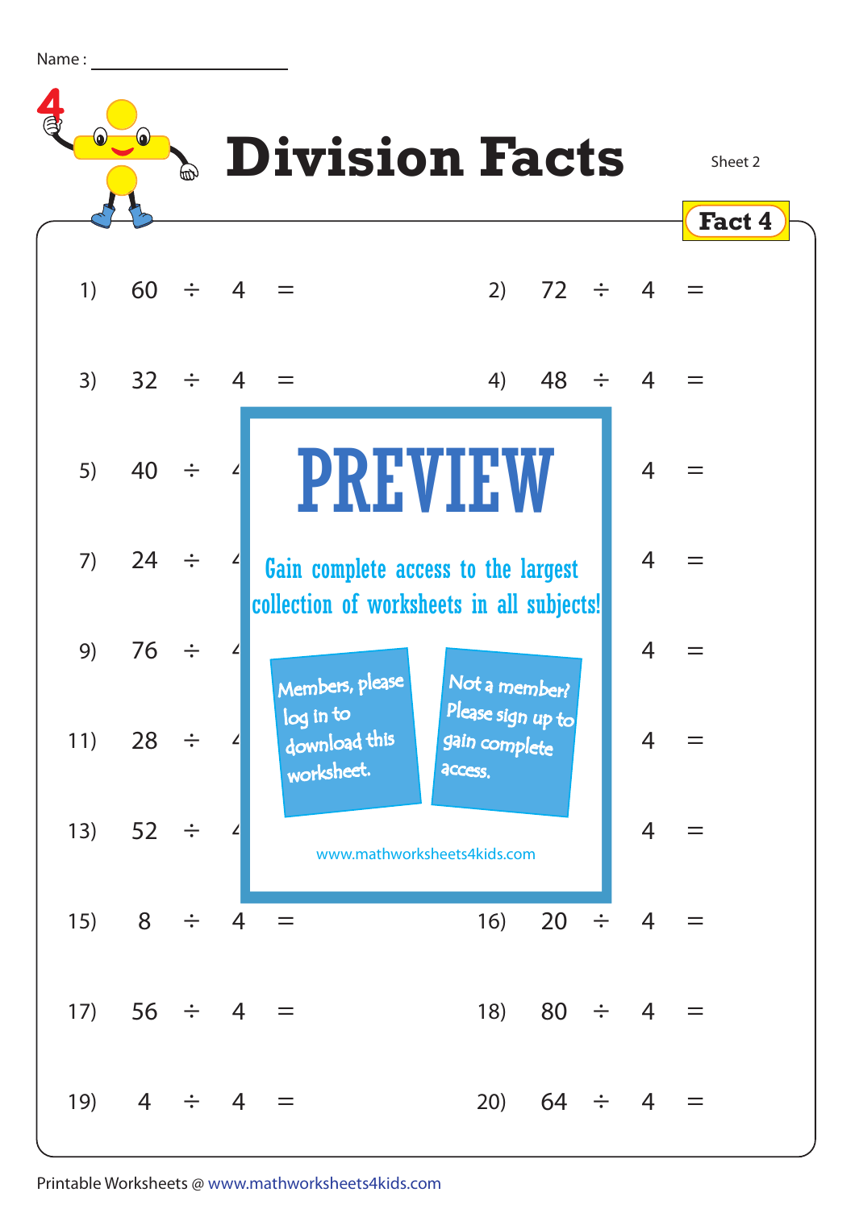Name : ____________________

# Division Facts

Sheet 2

**Fact 4**

1) 60 ÷ 4 =

2) 72 ÷ 4 =

3) 32 ÷ 4 =

4) 48 ÷ 4 =

5) 40 ÷ 4

4 =

7) 24 ÷ 4

4 =

9) 76 ÷ 4

4 =

11) 28 ÷ 4

4 =

13) 52 ÷ 4

4 =

15) 8 ÷ 4 =

16) 20 ÷ 4 =

17) 56 ÷ 4 =

18) 80 ÷ 4 =

19) 4 ÷ 4 =

20) 64 ÷ 4 =

**PREVIEW**

Gain complete access to the largest collection of worksheets in all subjects!

Members, please log in to download this worksheet.

Not a member? Please sign up to gain complete access.

www.mathworksheets4kids.com

Printable Worksheets @ www.mathworksheets4kids.com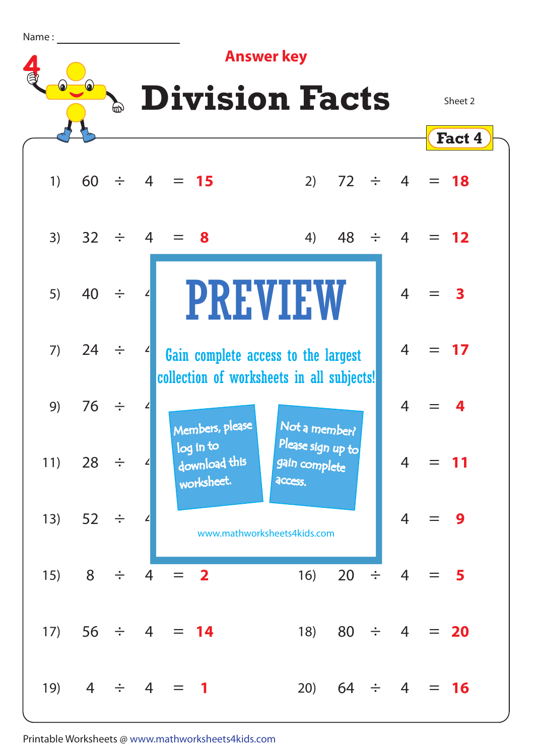Name : ____________________

**Answer key**

# Division Facts

Sheet 2

**Fact 4**

1) $60 \div 4 =$ **15**

2) $72 \div 4 =$ **18**

3) $32 \div 4 =$ **8**

4) $48 \div 4 =$ **12**

5) $40 \div 4$

6) $4 =$ **3**

7) $24 \div 4$

8) $4 =$ **17**

9) $76 \div 4$

10) $4 =$ **4**

11) $28 \div 4$

12) $4 =$ **11**

13) $52 \div 4$

14) $4 =$ **9**

**PREVIEW**

Gain complete access to the largest collection of worksheets in all subjects!

Members, please log in to download this worksheet.

Not a member? Please sign up to gain complete access.

www.mathworksheets4kids.com

15) $8 \div 4 =$ **2**

16) $20 \div 4 =$ **5**

17) $56 \div 4 =$ **14**

18) $80 \div 4 =$ **20**

19) $4 \div 4 =$ **1**

20) $64 \div 4 =$ **16**

Printable Worksheets @ www.mathworksheets4kids.com